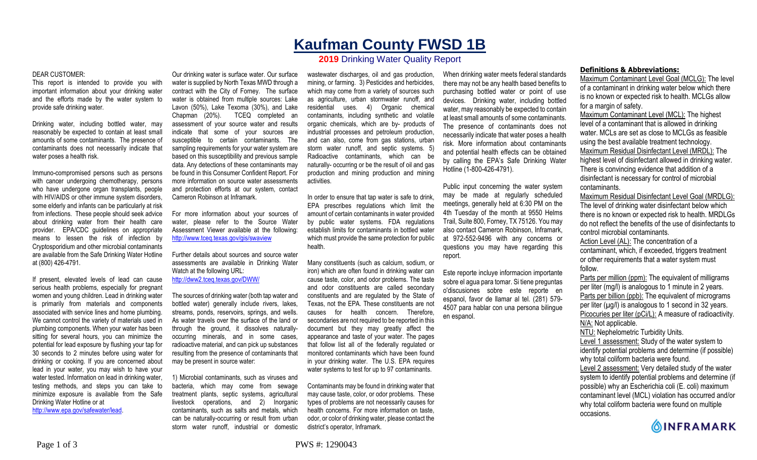# Kaufman County FWSD 1B

## 2019 Drinking Water Quality Report

DEAR CUSTOMER:

This report is intended to provide you with important information about your drinking water and the efforts made by the water system to provide safe drinking water.

Drinking water, including bottled water, may reasonably be expected to contain at least small amounts of some contaminants. The presence of contaminants does not necessarily indicate that water poses a health risk.

Immuno-compromised persons such as persons with cancer undergoing chemotherapy, persons who have undergone organ transplants, people with HIV/AIDS or other immune system disorders, some elderly and infants can be particularly at risk from infections. These people should seek advice about drinking water from their health care provider. EPA/CDC guidelines on appropriate means to lessen the risk of infection by Cryptosporidium and other microbial contaminants are available from the Safe Drinking Water Hotline at (800) 426-4791.

If present, elevated levels of lead can cause serious health problems, especially for pregnant women and young children. Lead in drinking water is primarily from materials and components associated with service lines and home plumbing. We cannot control the variety of materials used in plumbing components. When your water has been sitting for several hours, you can minimize the potential for lead exposure by flushing your tap for 30 seconds to 2 minutes before using water for drinking or cooking. If you are concerned about lead in your water, you may wish to have your water tested. Information on lead in drinking water, testing methods, and steps you can take to minimize exposure is available from the Safe Drinking Water Hotline or at http://www.epa.gov/safewater/lead.

Our drinking water is surface water. Our surface water is supplied by North Texas MWD through a contract with the City of Forney. The surface water is obtained from multiple sources: Lake Lavon (50%), Lake Texoma (30%), and Lake Chapman (20%). TCEQ completed an assessment of your source water and results indicate that some of your sources are susceptible to certain contaminants. The sampling requirements for your water system are based on this susceptibility and previous sample data. Any detections of these contaminants may be found in this Consumer Confident Report. For more information on source water assessments and protection efforts at our system, contact Cameron Robinson at Inframark.

For more information about your sources of water, please refer to the Source Water Assessment Viewer available at the following: http://www.tceq.texas.gov/gis/swaview

Further details about sources and source water assessments are available in Drinking Water Watch at the following URL: http://dww2.tceq.texas.gov/DWW/

The sources of drinking water (both tap water and bottled water) generally include rivers, lakes, streams, ponds, reservoirs, springs, and wells. As water travels over the surface of the land or through the ground, it dissolves naturally-occurring minerals, and in some cases, radioactive material, and can pick up substances resulting from the presence of contaminants that may be present in source water:

1) Microbial contaminants, such as viruses and bacteria, which may come from sewage treatment plants, septic systems, agricultural livestock operations, and 2) Inorganic contaminants, such as salts and metals, which can be naturally-occurring or result from urban storm water runoff, industrial or domestic wastewater discharges, oil and gas production, mining, or farming. 3) Pesticides and herbicides, which may come from a variety of sources such as agriculture, urban stormwater runoff, and residential uses. 4) Organic chemical contaminants, including synthetic and volatile organic chemicals, which are by- products of industrial processes and petroleum production, and can also, come from gas stations, urban storm water runoff, and septic systems. 5) Radioactive contaminants, which can be naturally- occurring or be the result of oil and gas production and mining production and mining activities.

In order to ensure that tap water is safe to drink, EPA prescribes regulations which limit the amount of certain contaminants in water provided by public water systems. FDA regulations establish limits for contaminants in bottled water which must provide the same protection for public health.

Many constituents (such as calcium, sodium, or iron) which are often found in drinking water can cause taste, color, and odor problems. The taste and odor constituents are called secondary constituents and are regulated by the State of Texas, not the EPA. These constituents are not causes for health concern. Therefore, secondaries are not required to be reported in this document but they may greatly affect the appearance and taste of your water. The pages that follow list all of the federally regulated or monitored contaminants which have been found in your drinking water. The U.S. EPA requires water systems to test for up to 97 contaminants.

Contaminants may be found in drinking water that may cause taste, color, or odor problems. These types of problems are not necessarily causes for health concerns. For more information on taste, odor, or color of drinking water, please contact the district's operator, Inframark.

When drinking water meets federal standards there may not be any health based benefits to purchasing bottled water or point of use devices. Drinking water, including bottled water, may reasonably be expected to contain at least small amounts of some contaminants. The presence of contaminants does not necessarily indicate that water poses a health risk. More information about contaminants and potential health effects can be obtained by calling the EPA's Safe Drinking Water Hotline (1-800-426-4791).

Public input concerning the water system may be made at regularly scheduled meetings, generally held at 6:30 PM on the 4th Tuesday of the month at 9550 Helms Trail, Suite 800, Forney, TX 75126. You may also contact Cameron Robinson, Inframark, at 972-552-9496 with any concerns or questions you may have regarding this report.

Este reporte incluye informacion importante sobre el agua para tomar. Si tiene preguntas o'discusiones sobre este reporte en espanol, favor de llamar al tel. (281) 579-4507 para hablar con una persona bilingue en espanol.

### Definitions & Abbreviations:

Maximum Contaminant Level Goal (MCLG): The level of a contaminant in drinking water below which there is no known or expected risk to health. MCLGs allow for a margin of safety.

Maximum Contaminant Level (MCL): The highest level of a contaminant that is allowed in drinking water. MCLs are set as close to MCLGs as feasible using the best available treatment technology.

Maximum Residual Disinfectant Level (MRDL): The highest level of disinfectant allowed in drinking water. There is convincing evidence that addition of a disinfectant is necessary for control of microbial contaminants.

Maximum Residual Disinfectant Level Goal (MRDLG): The level of drinking water disinfectant below which there is no known or expected risk to health. MRDLGs do not reflect the benefits of the use of disinfectants to control microbial contaminants.

Action Level (AL): The concentration of a contaminant, which, if exceeded, triggers treatment or other requirements that a water system must follow.

Parts per million (ppm): The equivalent of milligrams per liter (mg/l) is analogous to 1 minute in 2 years.

Parts per billion (ppb): The equivalent of micrograms per liter (µg/l) is analogous to 1 second in 32 years.

Picocuries per liter (pCi/L): A measure of radioactivity.

N/A: Not applicable.

NTU: Nephelometric Turbidity Units.

Level 1 assessment: Study of the water system to identify potential problems and determine (if possible) why total coliform bacteria were found.

Level 2 assessment: Very detailed study of the water system to identify potential problems and determine (if possible) why an Escherichia coli (E. coli) maximum contaminant level (MCL) violation has occurred and/or why total coliform bacteria were found on multiple occasions.

INFRAMARK

PWS #: 1290043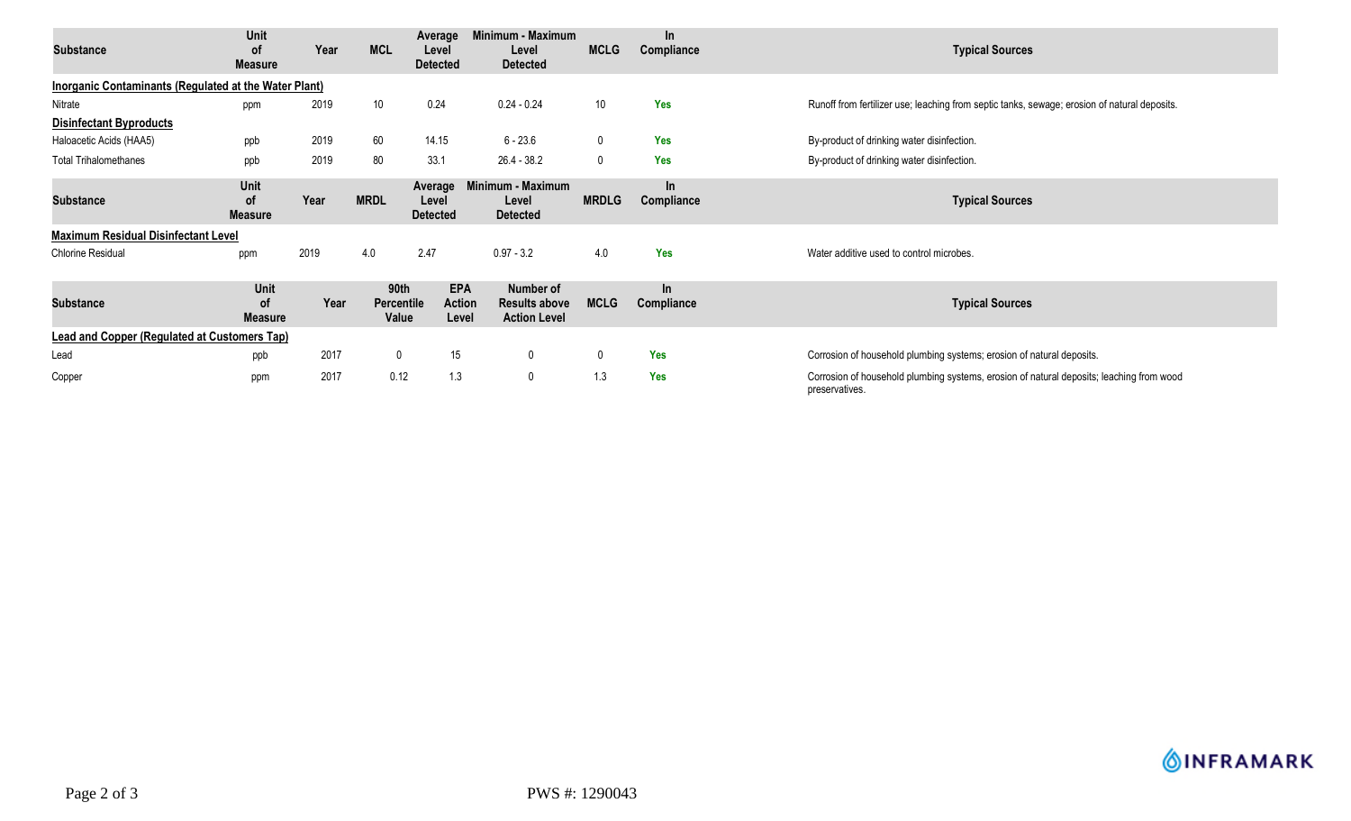| Substance | Unit of Measure | Year | MCL | Average Level Detected | Minimum - Maximum Level Detected | MCLG | In Compliance | Typical Sources |
|---|---|---|---|---|---|---|---|---|
| **Inorganic Contaminants (Regulated at the Water Plant)** | | | | | | | | |
| Nitrate | ppm | 2019 | 10 | 0.24 | 0.24 - 0.24 | 10 | Yes | Runoff from fertilizer use; leaching from septic tanks, sewage; erosion of natural deposits. |
| **Disinfectant Byproducts** | | | | | | | | |
| Haloacetic Acids (HAA5) | ppb | 2019 | 60 | 14.15 | 6 - 23.6 | 0 | Yes | By-product of drinking water disinfection. |
| Total Trihalomethanes | ppb | 2019 | 80 | 33.1 | 26.4 - 38.2 | 0 | Yes | By-product of drinking water disinfection. |

| Substance | Unit of Measure | Year | MRDL | Average Level Detected | Minimum - Maximum Level Detected | MRDLG | In Compliance | Typical Sources |
|---|---|---|---|---|---|---|---|---|
| **Maximum Residual Disinfectant Level** | | | | | | | | |
| Chlorine Residual | ppm | 2019 | 4.0 | 2.47 | 0.97 - 3.2 | 4.0 | Yes | Water additive used to control microbes. |

| Substance | Unit of Measure | Year | 90th Percentile Value | EPA Action Level | Number of Results above Action Level | MCLG | In Compliance | Typical Sources |
|---|---|---|---|---|---|---|---|---|
| **Lead and Copper (Regulated at Customers Tap)** | | | | | | | | |
| Lead | ppb | 2017 | 0 | 15 | 0 | 0 | Yes | Corrosion of household plumbing systems; erosion of natural deposits. |
| Copper | ppm | 2017 | 0.12 | 1.3 | 0 | 1.3 | Yes | Corrosion of household plumbing systems, erosion of natural deposits; leaching from wood preservatives. |

PWS #: 1290043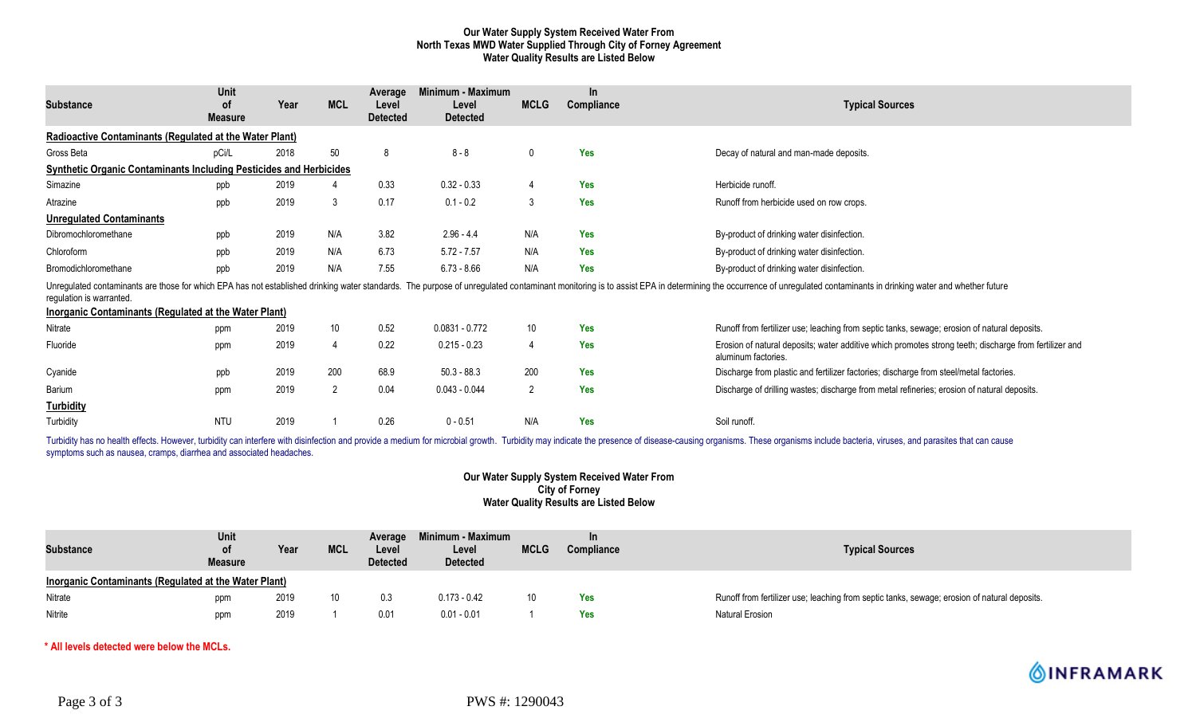**Our Water Supply System Received Water From**
**North Texas MWD Water Supplied Through City of Forney Agreement**
**Water Quality Results are Listed Below**

| Substance | Unit of Measure | Year | MCL | Average Level Detected | Minimum - Maximum Level Detected | MCLG | In Compliance | Typical Sources |
|---|---|---|---|---|---|---|---|---|
| **Radioactive Contaminants (Regulated at the Water Plant)** | | | | | | | | |
| Gross Beta | pCi/L | 2018 | 50 | 8 | 8 - 8 | 0 | Yes | Decay of natural and man-made deposits. |
| **Synthetic Organic Contaminants Including Pesticides and Herbicides** | | | | | | | | |
| Simazine | ppb | 2019 | 4 | 0.33 | 0.32 - 0.33 | 4 | Yes | Herbicide runoff. |
| Atrazine | ppb | 2019 | 3 | 0.17 | 0.1 - 0.2 | 3 | Yes | Runoff from herbicide used on row crops. |
| **Unregulated Contaminants** | | | | | | | | |
| Dibromochloromethane | ppb | 2019 | N/A | 3.82 | 2.96 - 4.4 | N/A | Yes | By-product of drinking water disinfection. |
| Chloroform | ppb | 2019 | N/A | 6.73 | 5.72 - 7.57 | N/A | Yes | By-product of drinking water disinfection. |
| Bromodichloromethane | ppb | 2019 | N/A | 7.55 | 6.73 - 8.66 | N/A | Yes | By-product of drinking water disinfection. |

Unregulated contaminants are those for which EPA has not established drinking water standards. The purpose of unregulated contaminant monitoring is to assist EPA in determining the occurrence of unregulated contaminants in drinking water and whether future regulation is warranted.

| Substance | Unit of Measure | Year | MCL | Average Level Detected | Minimum - Maximum Level Detected | MCLG | In Compliance | Typical Sources |
|---|---|---|---|---|---|---|---|---|
| **Inorganic Contaminants (Regulated at the Water Plant)** | | | | | | | | |
| Nitrate | ppm | 2019 | 10 | 0.52 | 0.0831 - 0.772 | 10 | Yes | Runoff from fertilizer use; leaching from septic tanks, sewage; erosion of natural deposits. |
| Fluoride | ppm | 2019 | 4 | 0.22 | 0.215 - 0.23 | 4 | Yes | Erosion of natural deposits; water additive which promotes strong teeth; discharge from fertilizer and aluminum factories. |
| Cyanide | ppb | 2019 | 200 | 68.9 | 50.3 - 88.3 | 200 | Yes | Discharge from plastic and fertilizer factories; discharge from steel/metal factories. |
| Barium | ppm | 2019 | 2 | 0.04 | 0.043 - 0.044 | 2 | Yes | Discharge of drilling wastes; discharge from metal refineries; erosion of natural deposits. |
| **Turbidity** | | | | | | | | |
| Turbidity | NTU | 2019 | 1 | 0.26 | 0 - 0.51 | N/A | Yes | Soil runoff. |

Turbidity has no health effects. However, turbidity can interfere with disinfection and provide a medium for microbial growth. Turbidity may indicate the presence of disease-causing organisms. These organisms include bacteria, viruses, and parasites that can cause symptoms such as nausea, cramps, diarrhea and associated headaches.

**Our Water Supply System Received Water From**
**City of Forney**
**Water Quality Results are Listed Below**

| Substance | Unit of Measure | Year | MCL | Average Level Detected | Minimum - Maximum Level Detected | MCLG | In Compliance | Typical Sources |
|---|---|---|---|---|---|---|---|---|
| **Inorganic Contaminants (Regulated at the Water Plant)** | | | | | | | | |
| Nitrate | ppm | 2019 | 10 | 0.3 | 0.173 - 0.42 | 10 | Yes | Runoff from fertilizer use; leaching from septic tanks, sewage; erosion of natural deposits. |
| Nitrite | ppm | 2019 | 1 | 0.01 | 0.01 - 0.01 | 1 | Yes | Natural Erosion |

**\* All levels detected were below the MCLs.**

INFRAMARK

PWS #: 1290043